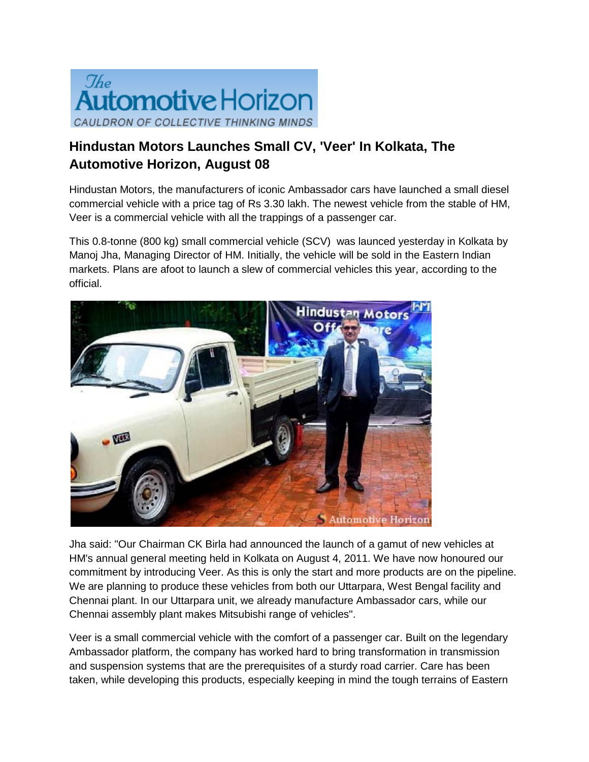The Automotive Horizon
CAULDRON OF COLLECTIVE THINKING MINDS

## Hindustan Motors Launches Small CV, 'Veer' In Kolkata, The Automotive Horizon, August 08

Hindustan Motors, the manufacturers of iconic Ambassador cars have launched a small diesel commercial vehicle with a price tag of Rs 3.30 lakh. The newest vehicle from the stable of HM, Veer is a commercial vehicle with all the trappings of a passenger car.

This 0.8-tonne (800 kg) small commercial vehicle (SCV) was launced yesterday in Kolkata by Manoj Jha, Managing Director of HM. Initially, the vehicle will be sold in the Eastern Indian markets. Plans are afoot to launch a slew of commercial vehicles this year, according to the official.

Jha said: "Our Chairman CK Birla had announced the launch of a gamut of new vehicles at HM's annual general meeting held in Kolkata on August 4, 2011. We have now honoured our commitment by introducing Veer. As this is only the start and more products are on the pipeline. We are planning to produce these vehicles from both our Uttarpara, West Bengal facility and Chennai plant. In our Uttarpara unit, we already manufacture Ambassador cars, while our Chennai assembly plant makes Mitsubishi range of vehicles".

Veer is a small commercial vehicle with the comfort of a passenger car. Built on the legendary Ambassador platform, the company has worked hard to bring transformation in transmission and suspension systems that are the prerequisites of a sturdy road carrier. Care has been taken, while developing this products, especially keeping in mind the tough terrains of Eastern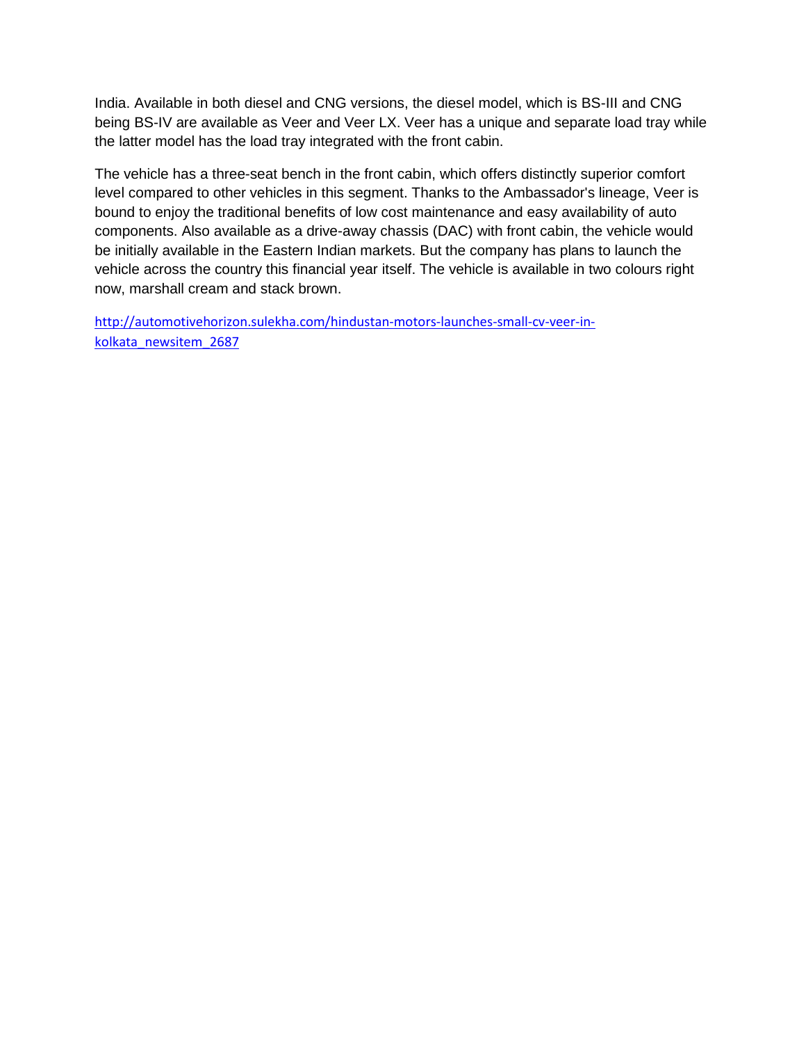India. Available in both diesel and CNG versions, the diesel model, which is BS-III and CNG being BS-IV are available as Veer and Veer LX. Veer has a unique and separate load tray while the latter model has the load tray integrated with the front cabin.

The vehicle has a three-seat bench in the front cabin, which offers distinctly superior comfort level compared to other vehicles in this segment. Thanks to the Ambassador's lineage, Veer is bound to enjoy the traditional benefits of low cost maintenance and easy availability of auto components. Also available as a drive-away chassis (DAC) with front cabin, the vehicle would be initially available in the Eastern Indian markets. But the company has plans to launch the vehicle across the country this financial year itself. The vehicle is available in two colours right now, marshall cream and stack brown.

[http://automotivehorizon.sulekha.com/hindustan-motors-launches-small-cv-veer-in-kolkata_newsitem_2687](http://automotivehorizon.sulekha.com/hindustan-motors-launches-small-cv-veer-in-kolkata_newsitem_2687)